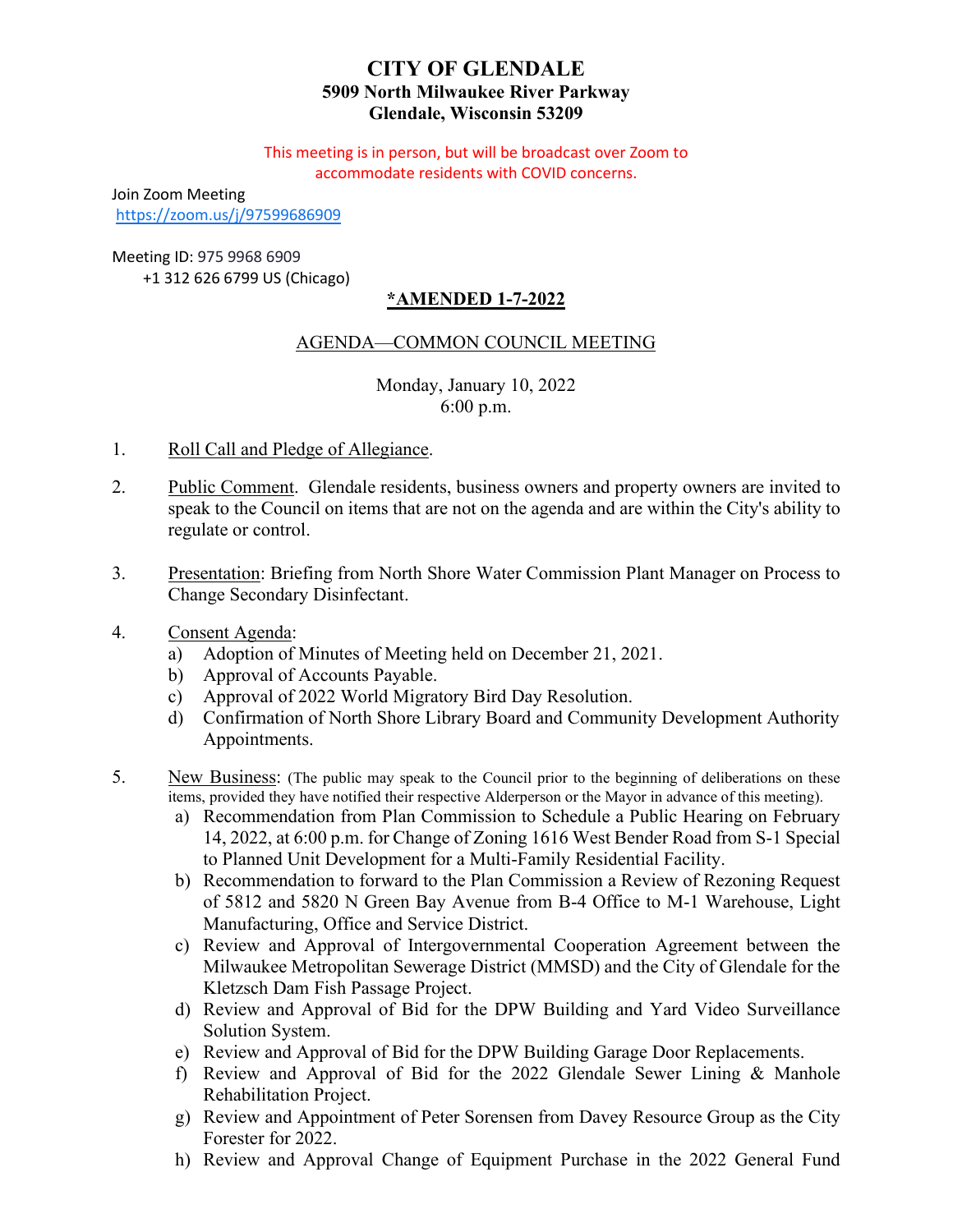# CITY OF GLENDALE

**5909 North Milwaukee River Parkway**
**Glendale, Wisconsin 53209**

This meeting is in person, but will be broadcast over Zoom to accommodate residents with COVID concerns.

Join Zoom Meeting
https://zoom.us/j/97599686909

Meeting ID: 975 9968 6909
+1 312 626 6799 US (Chicago)

**\*AMENDED 1-7-2022**

## AGENDA—COMMON COUNCIL MEETING

Monday, January 10, 2022
6:00 p.m.

1. Roll Call and Pledge of Allegiance.

2. Public Comment. Glendale residents, business owners and property owners are invited to speak to the Council on items that are not on the agenda and are within the City's ability to regulate or control.

3. Presentation: Briefing from North Shore Water Commission Plant Manager on Process to Change Secondary Disinfectant.

4. Consent Agenda:
   a) Adoption of Minutes of Meeting held on December 21, 2021.
   b) Approval of Accounts Payable.
   c) Approval of 2022 World Migratory Bird Day Resolution.
   d) Confirmation of North Shore Library Board and Community Development Authority Appointments.

5. New Business: (The public may speak to the Council prior to the beginning of deliberations on these items, provided they have notified their respective Alderperson or the Mayor in advance of this meeting).
   a) Recommendation from Plan Commission to Schedule a Public Hearing on February 14, 2022, at 6:00 p.m. for Change of Zoning 1616 West Bender Road from S-1 Special to Planned Unit Development for a Multi-Family Residential Facility.
   b) Recommendation to forward to the Plan Commission a Review of Rezoning Request of 5812 and 5820 N Green Bay Avenue from B-4 Office to M-1 Warehouse, Light Manufacturing, Office and Service District.
   c) Review and Approval of Intergovernmental Cooperation Agreement between the Milwaukee Metropolitan Sewerage District (MMSD) and the City of Glendale for the Kletzsch Dam Fish Passage Project.
   d) Review and Approval of Bid for the DPW Building and Yard Video Surveillance Solution System.
   e) Review and Approval of Bid for the DPW Building Garage Door Replacements.
   f) Review and Approval of Bid for the 2022 Glendale Sewer Lining & Manhole Rehabilitation Project.
   g) Review and Appointment of Peter Sorensen from Davey Resource Group as the City Forester for 2022.
   h) Review and Approval Change of Equipment Purchase in the 2022 General Fund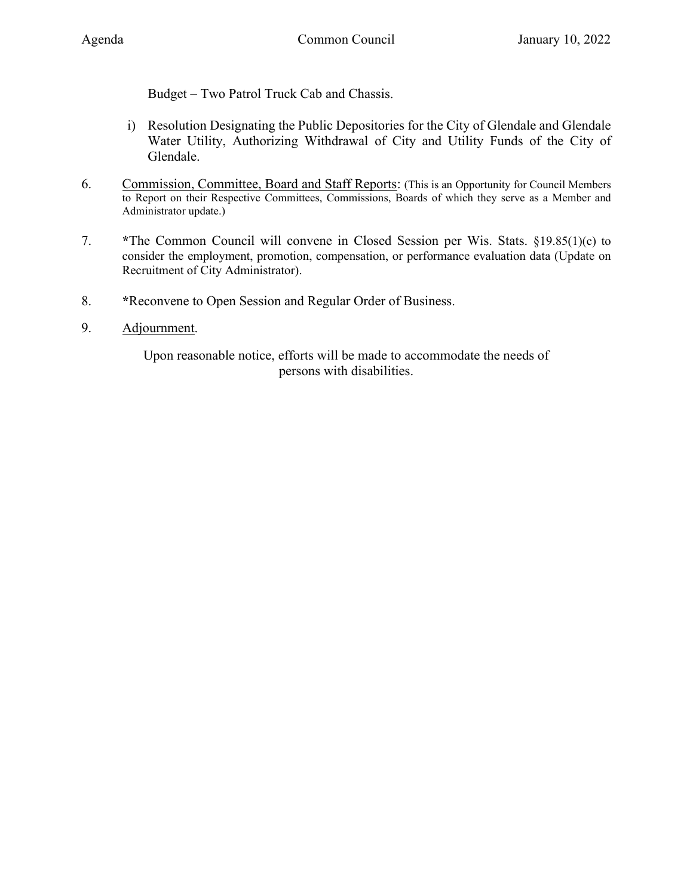Budget – Two Patrol Truck Cab and Chassis.

i) Resolution Designating the Public Depositories for the City of Glendale and Glendale Water Utility, Authorizing Withdrawal of City and Utility Funds of the City of Glendale.

6. Commission, Committee, Board and Staff Reports: (This is an Opportunity for Council Members to Report on their Respective Committees, Commissions, Boards of which they serve as a Member and Administrator update.)

7. **\***The Common Council will convene in Closed Session per Wis. Stats. §19.85(1)(c) to consider the employment, promotion, compensation, or performance evaluation data (Update on Recruitment of City Administrator).

8. **\***Reconvene to Open Session and Regular Order of Business.

9. Adjournment.

Upon reasonable notice, efforts will be made to accommodate the needs of persons with disabilities.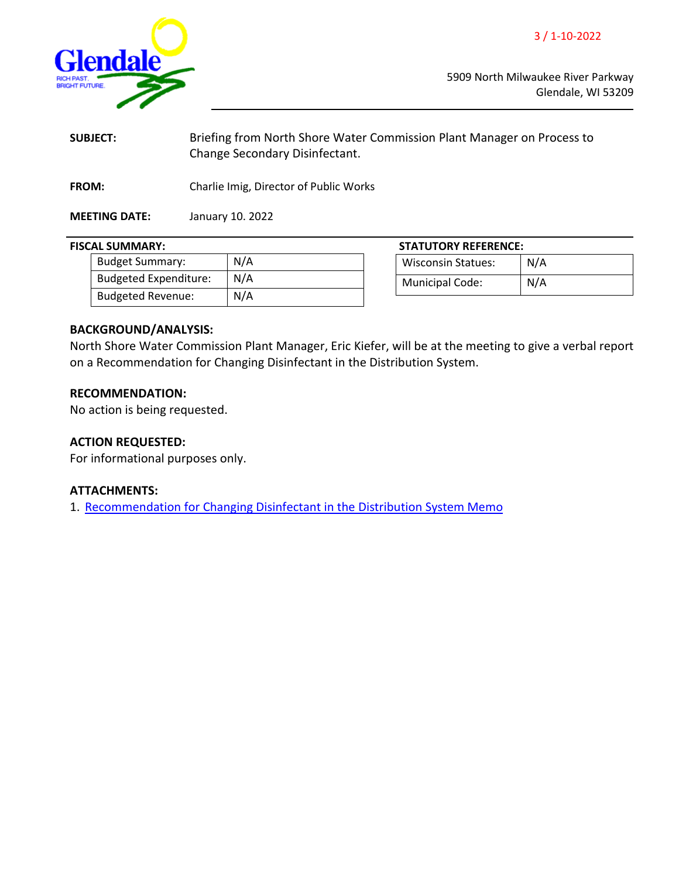Glendale

RICH PAST. BRIGHT FUTURE.

3 / 1-10-2022

5909 North Milwaukee River Parkway
Glendale, WI 53209

**SUBJECT:** Briefing from North Shore Water Commission Plant Manager on Process to Change Secondary Disinfectant.

**FROM:** Charlie Imig, Director of Public Works

**MEETING DATE:** January 10. 2022

**FISCAL SUMMARY:**

| Budget Summary: | N/A |
|---|---|
| Budgeted Expenditure: | N/A |
| Budgeted Revenue: | N/A |

**STATUTORY REFERENCE:**

| Wisconsin Statues: | N/A |
|---|---|
| Municipal Code: | N/A |

## BACKGROUND/ANALYSIS:

North Shore Water Commission Plant Manager, Eric Kiefer, will be at the meeting to give a verbal report on a Recommendation for Changing Disinfectant in the Distribution System.

## RECOMMENDATION:

No action is being requested.

## ACTION REQUESTED:

For informational purposes only.

## ATTACHMENTS:

1. Recommendation for Changing Disinfectant in the Distribution System Memo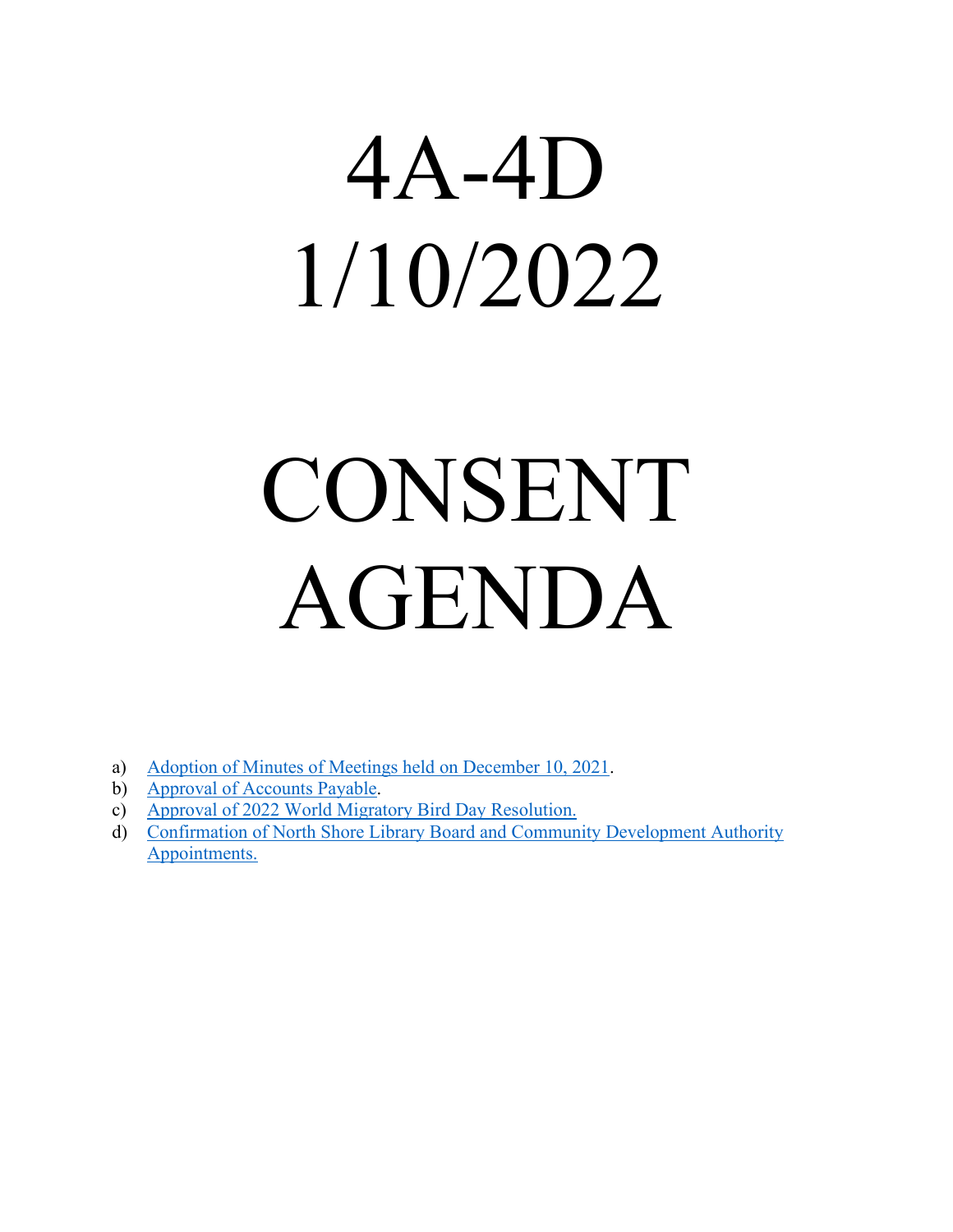# 4A-4D 1/10/2022

# CONSENT AGENDA

a) Adoption of Minutes of Meetings held on December 10, 2021.
b) Approval of Accounts Payable.
c) Approval of 2022 World Migratory Bird Day Resolution.
d) Confirmation of North Shore Library Board and Community Development Authority Appointments.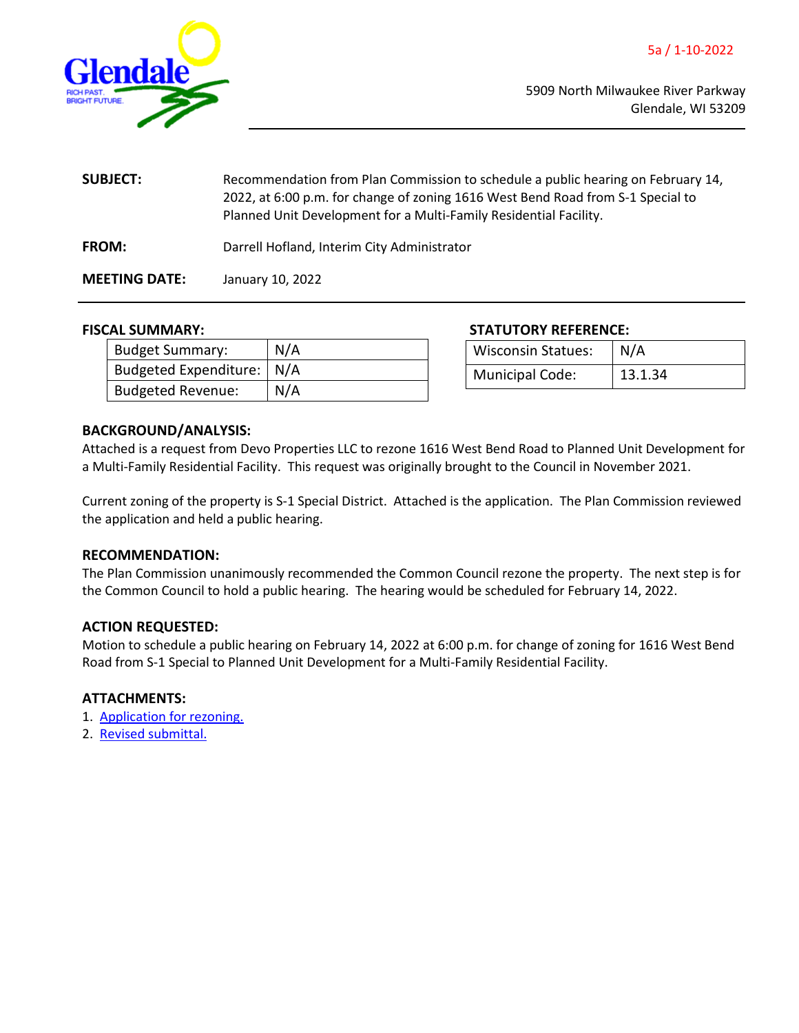5a / 1-10-2022

5909 North Milwaukee River Parkway
Glendale, WI 53209

**SUBJECT:** Recommendation from Plan Commission to schedule a public hearing on February 14, 2022, at 6:00 p.m. for change of zoning 1616 West Bend Road from S-1 Special to Planned Unit Development for a Multi-Family Residential Facility.

**FROM:** Darrell Hofland, Interim City Administrator

**MEETING DATE:** January 10, 2022

**FISCAL SUMMARY:**

| Budget Summary: | N/A |
|---|---|
| Budgeted Expenditure: | N/A |
| Budgeted Revenue: | N/A |

**STATUTORY REFERENCE:**

| Wisconsin Statues: | N/A |
|---|---|
| Municipal Code: | 13.1.34 |

**BACKGROUND/ANALYSIS:**

Attached is a request from Devo Properties LLC to rezone 1616 West Bend Road to Planned Unit Development for a Multi-Family Residential Facility. This request was originally brought to the Council in November 2021.

Current zoning of the property is S-1 Special District. Attached is the application. The Plan Commission reviewed the application and held a public hearing.

**RECOMMENDATION:**

The Plan Commission unanimously recommended the Common Council rezone the property. The next step is for the Common Council to hold a public hearing. The hearing would be scheduled for February 14, 2022.

**ACTION REQUESTED:**

Motion to schedule a public hearing on February 14, 2022 at 6:00 p.m. for change of zoning for 1616 West Bend Road from S-1 Special to Planned Unit Development for a Multi-Family Residential Facility.

**ATTACHMENTS:**

1. Application for rezoning.
2. Revised submittal.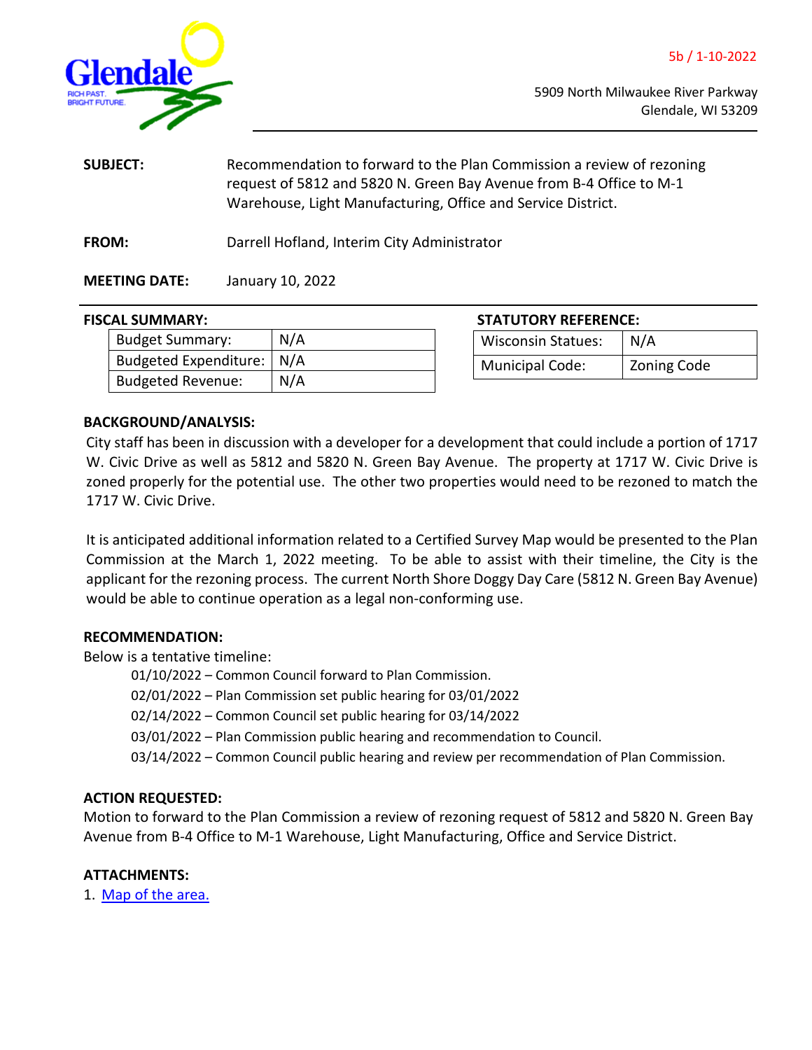5b / 1-10-2022

5909 North Milwaukee River Parkway
Glendale, WI 53209

**SUBJECT:** Recommendation to forward to the Plan Commission a review of rezoning request of 5812 and 5820 N. Green Bay Avenue from B-4 Office to M-1 Warehouse, Light Manufacturing, Office and Service District.

**FROM:** Darrell Hofland, Interim City Administrator

**MEETING DATE:** January 10, 2022

**FISCAL SUMMARY:**

| | |
|---|---|
| Budget Summary: | N/A |
| Budgeted Expenditure: | N/A |
| Budgeted Revenue: | N/A |

**STATUTORY REFERENCE:**

| | |
|---|---|
| Wisconsin Statues: | N/A |
| Municipal Code: | Zoning Code |

**BACKGROUND/ANALYSIS:**

City staff has been in discussion with a developer for a development that could include a portion of 1717 W. Civic Drive as well as 5812 and 5820 N. Green Bay Avenue. The property at 1717 W. Civic Drive is zoned properly for the potential use. The other two properties would need to be rezoned to match the 1717 W. Civic Drive.

It is anticipated additional information related to a Certified Survey Map would be presented to the Plan Commission at the March 1, 2022 meeting. To be able to assist with their timeline, the City is the applicant for the rezoning process. The current North Shore Doggy Day Care (5812 N. Green Bay Avenue) would be able to continue operation as a legal non-conforming use.

**RECOMMENDATION:**

Below is a tentative timeline:

- 01/10/2022 – Common Council forward to Plan Commission.
- 02/01/2022 – Plan Commission set public hearing for 03/01/2022
- 02/14/2022 – Common Council set public hearing for 03/14/2022
- 03/01/2022 – Plan Commission public hearing and recommendation to Council.
- 03/14/2022 – Common Council public hearing and review per recommendation of Plan Commission.

**ACTION REQUESTED:**

Motion to forward to the Plan Commission a review of rezoning request of 5812 and 5820 N. Green Bay Avenue from B-4 Office to M-1 Warehouse, Light Manufacturing, Office and Service District.

**ATTACHMENTS:**

1. Map of the area.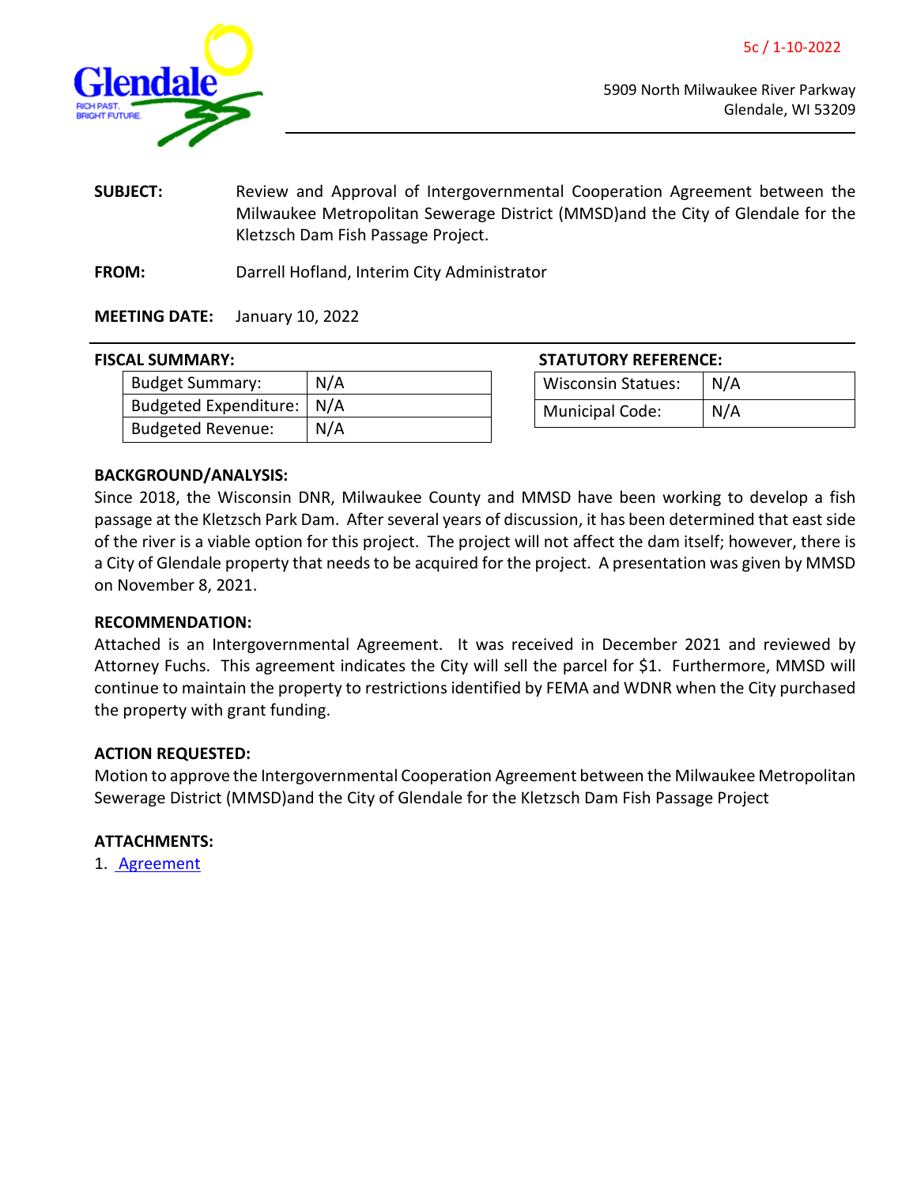5c / 1-10-2022

Glendale
RICH PAST. BRIGHT FUTURE.

5909 North Milwaukee River Parkway
Glendale, WI 53209

**SUBJECT:** Review and Approval of Intergovernmental Cooperation Agreement between the Milwaukee Metropolitan Sewerage District (MMSD)and the City of Glendale for the Kletzsch Dam Fish Passage Project.

**FROM:** Darrell Hofland, Interim City Administrator

**MEETING DATE:** January 10, 2022

**FISCAL SUMMARY:**

| | |
|---|---|
| Budget Summary: | N/A |
| Budgeted Expenditure: | N/A |
| Budgeted Revenue: | N/A |

**STATUTORY REFERENCE:**

| | |
|---|---|
| Wisconsin Statues: | N/A |
| Municipal Code: | N/A |

**BACKGROUND/ANALYSIS:**

Since 2018, the Wisconsin DNR, Milwaukee County and MMSD have been working to develop a fish passage at the Kletzsch Park Dam. After several years of discussion, it has been determined that east side of the river is a viable option for this project. The project will not affect the dam itself; however, there is a City of Glendale property that needs to be acquired for the project. A presentation was given by MMSD on November 8, 2021.

**RECOMMENDATION:**

Attached is an Intergovernmental Agreement. It was received in December 2021 and reviewed by Attorney Fuchs. This agreement indicates the City will sell the parcel for $1. Furthermore, MMSD will continue to maintain the property to restrictions identified by FEMA and WDNR when the City purchased the property with grant funding.

**ACTION REQUESTED:**

Motion to approve the Intergovernmental Cooperation Agreement between the Milwaukee Metropolitan Sewerage District (MMSD)and the City of Glendale for the Kletzsch Dam Fish Passage Project

**ATTACHMENTS:**

1. Agreement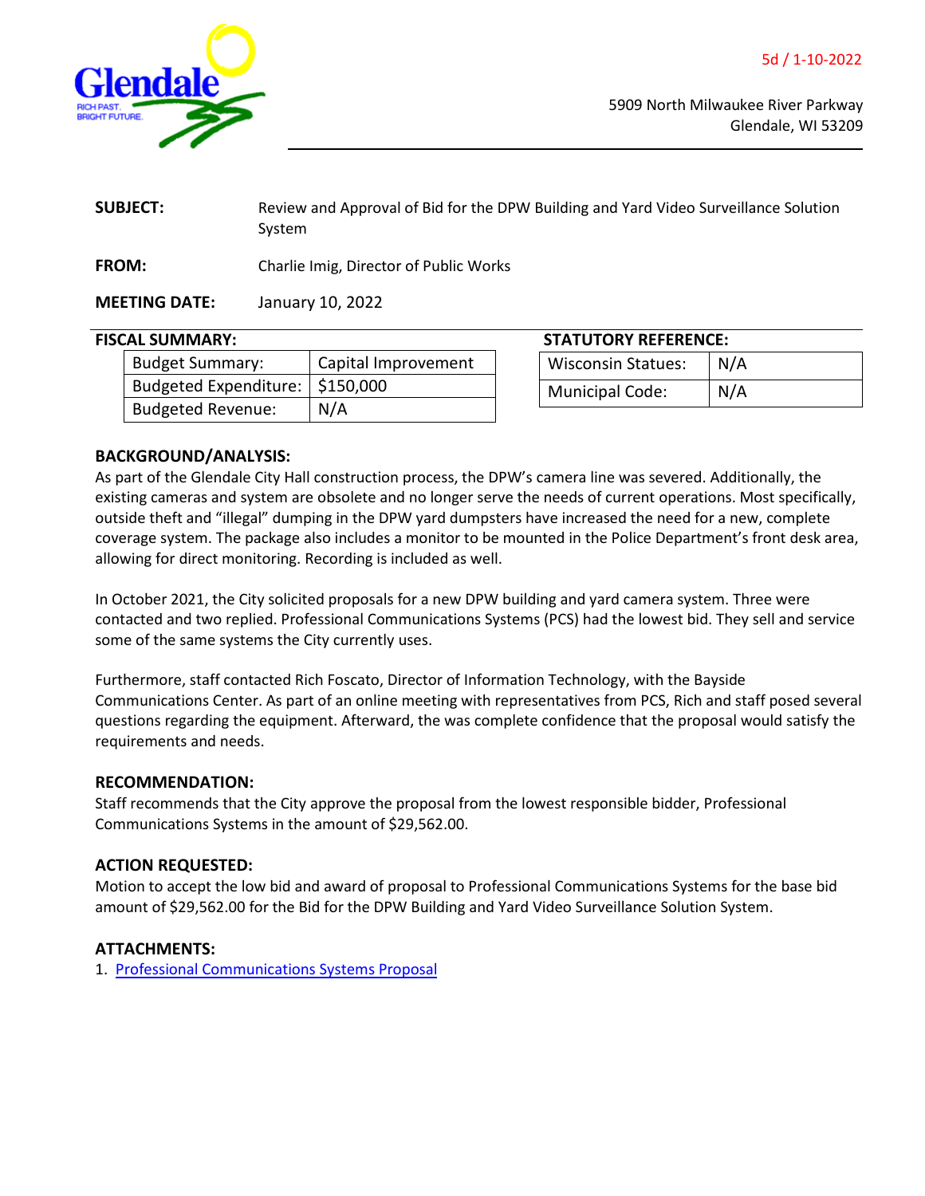5d / 1-10-2022

5909 North Milwaukee River Parkway
Glendale, WI 53209

**SUBJECT:** Review and Approval of Bid for the DPW Building and Yard Video Surveillance Solution System

**FROM:** Charlie Imig, Director of Public Works

**MEETING DATE:** January 10, 2022

**FISCAL SUMMARY:**

| | |
|---|---|
| Budget Summary: | Capital Improvement |
| Budgeted Expenditure: | $150,000 |
| Budgeted Revenue: | N/A |

**STATUTORY REFERENCE:**

| | |
|---|---|
| Wisconsin Statues: | N/A |
| Municipal Code: | N/A |

## BACKGROUND/ANALYSIS:

As part of the Glendale City Hall construction process, the DPW's camera line was severed. Additionally, the existing cameras and system are obsolete and no longer serve the needs of current operations. Most specifically, outside theft and "illegal" dumping in the DPW yard dumpsters have increased the need for a new, complete coverage system. The package also includes a monitor to be mounted in the Police Department's front desk area, allowing for direct monitoring. Recording is included as well.

In October 2021, the City solicited proposals for a new DPW building and yard camera system. Three were contacted and two replied. Professional Communications Systems (PCS) had the lowest bid. They sell and service some of the same systems the City currently uses.

Furthermore, staff contacted Rich Foscato, Director of Information Technology, with the Bayside Communications Center. As part of an online meeting with representatives from PCS, Rich and staff posed several questions regarding the equipment. Afterward, the was complete confidence that the proposal would satisfy the requirements and needs.

## RECOMMENDATION:

Staff recommends that the City approve the proposal from the lowest responsible bidder, Professional Communications Systems in the amount of $29,562.00.

## ACTION REQUESTED:

Motion to accept the low bid and award of proposal to Professional Communications Systems for the base bid amount of $29,562.00 for the Bid for the DPW Building and Yard Video Surveillance Solution System.

## ATTACHMENTS:

1. Professional Communications Systems Proposal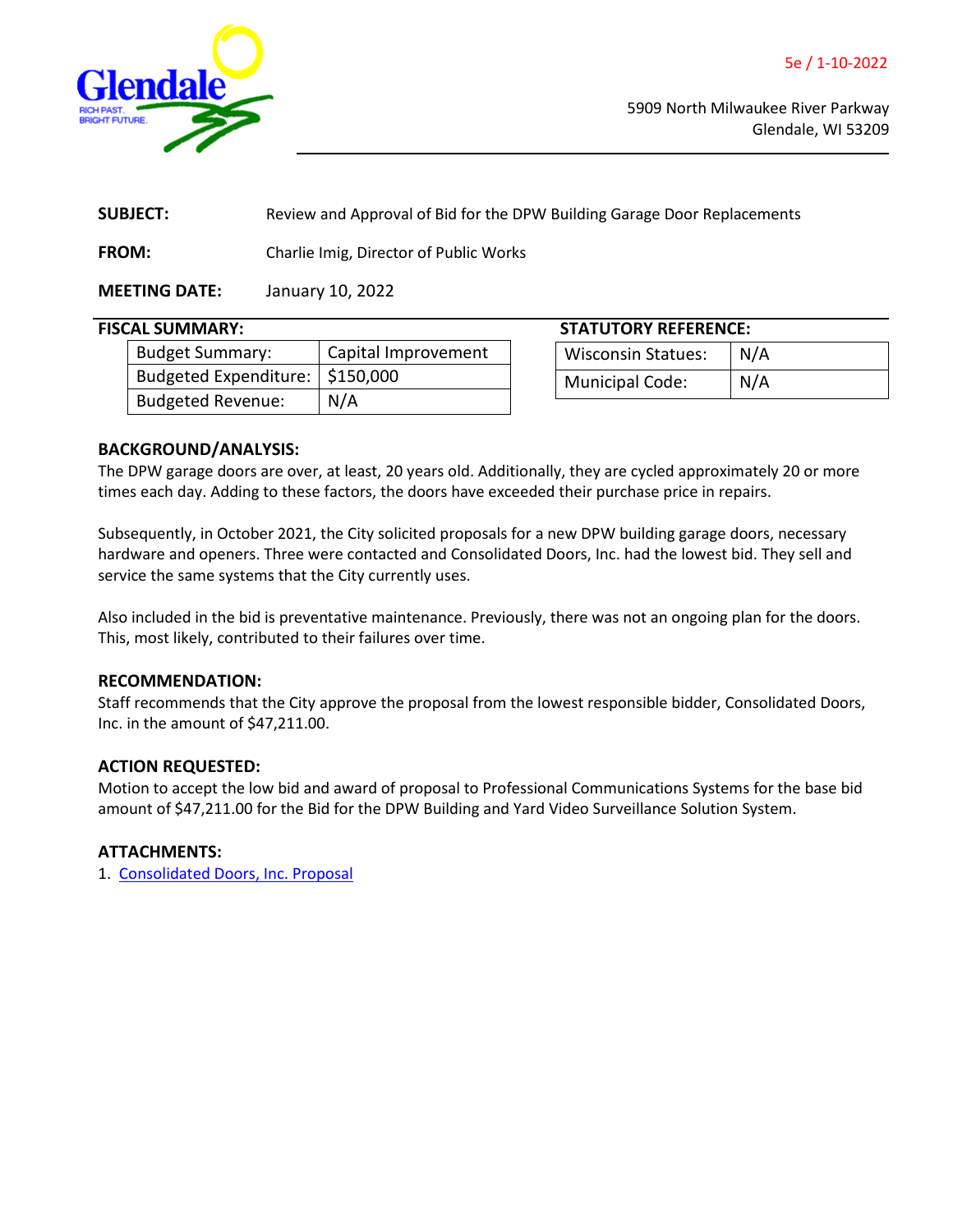5e / 1-10-2022

5909 North Milwaukee River Parkway
Glendale, WI 53209

**SUBJECT:** Review and Approval of Bid for the DPW Building Garage Door Replacements

**FROM:** Charlie Imig, Director of Public Works

**MEETING DATE:** January 10, 2022

**FISCAL SUMMARY:**

| Budget Summary: | Capital Improvement |
|---|---|
| Budgeted Expenditure: | $150,000 |
| Budgeted Revenue: | N/A |

**STATUTORY REFERENCE:**

| Wisconsin Statues: | N/A |
|---|---|
| Municipal Code: | N/A |

**BACKGROUND/ANALYSIS:**

The DPW garage doors are over, at least, 20 years old. Additionally, they are cycled approximately 20 or more times each day. Adding to these factors, the doors have exceeded their purchase price in repairs.

Subsequently, in October 2021, the City solicited proposals for a new DPW building garage doors, necessary hardware and openers. Three were contacted and Consolidated Doors, Inc. had the lowest bid. They sell and service the same systems that the City currently uses.

Also included in the bid is preventative maintenance. Previously, there was not an ongoing plan for the doors. This, most likely, contributed to their failures over time.

**RECOMMENDATION:**

Staff recommends that the City approve the proposal from the lowest responsible bidder, Consolidated Doors, Inc. in the amount of $47,211.00.

**ACTION REQUESTED:**

Motion to accept the low bid and award of proposal to Professional Communications Systems for the base bid amount of $47,211.00 for the Bid for the DPW Building and Yard Video Surveillance Solution System.

**ATTACHMENTS:**

1. Consolidated Doors, Inc. Proposal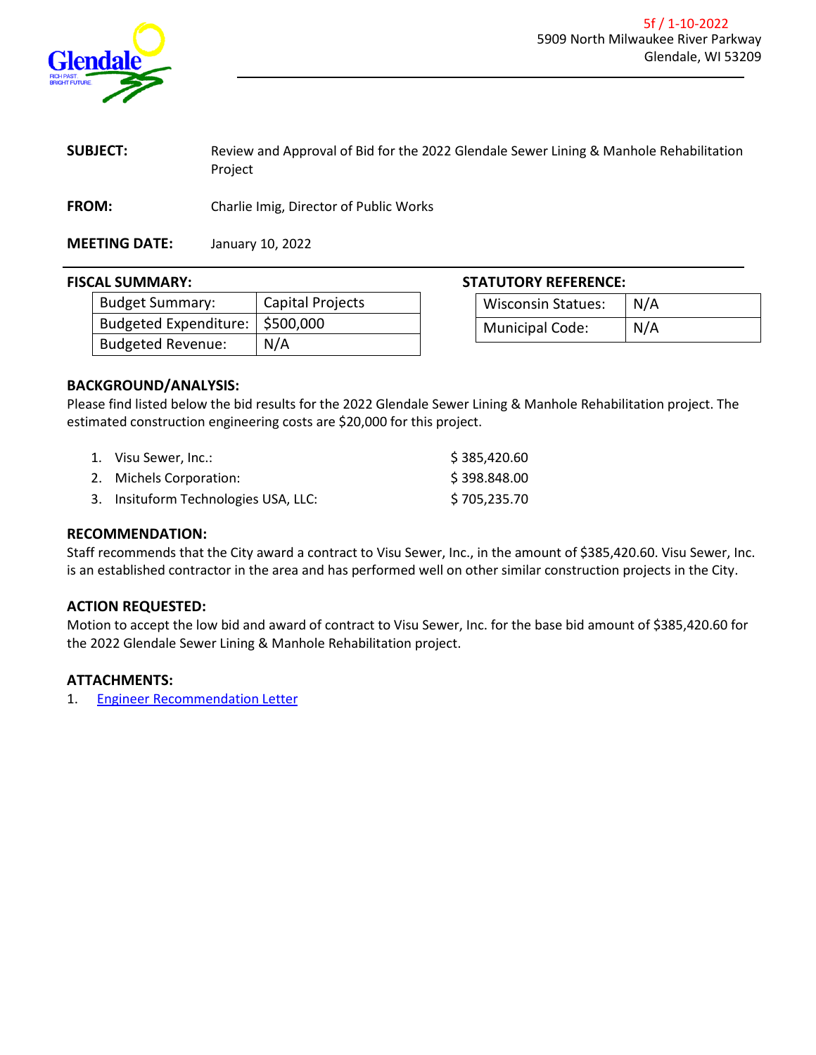5f / 1-10-2022

5909 North Milwaukee River Parkway
Glendale, WI 53209

**SUBJECT:** Review and Approval of Bid for the 2022 Glendale Sewer Lining & Manhole Rehabilitation Project

**FROM:** Charlie Imig, Director of Public Works

**MEETING DATE:** January 10, 2022

## FISCAL SUMMARY:

| Budget Summary: | Capital Projects |
|---|---|
| Budgeted Expenditure: | $500,000 |
| Budgeted Revenue: | N/A |

## STATUTORY REFERENCE:

| Wisconsin Statues: | N/A |
|---|---|
| Municipal Code: | N/A |

## BACKGROUND/ANALYSIS:

Please find listed below the bid results for the 2022 Glendale Sewer Lining & Manhole Rehabilitation project. The estimated construction engineering costs are $20,000 for this project.

1. Visu Sewer, Inc.: $ 385,420.60
2. Michels Corporation: $ 398.848.00
3. Insituform Technologies USA, LLC: $ 705,235.70

## RECOMMENDATION:

Staff recommends that the City award a contract to Visu Sewer, Inc., in the amount of $385,420.60. Visu Sewer, Inc. is an established contractor in the area and has performed well on other similar construction projects in the City.

## ACTION REQUESTED:

Motion to accept the low bid and award of contract to Visu Sewer, Inc. for the base bid amount of $385,420.60 for the 2022 Glendale Sewer Lining & Manhole Rehabilitation project.

## ATTACHMENTS:

1. Engineer Recommendation Letter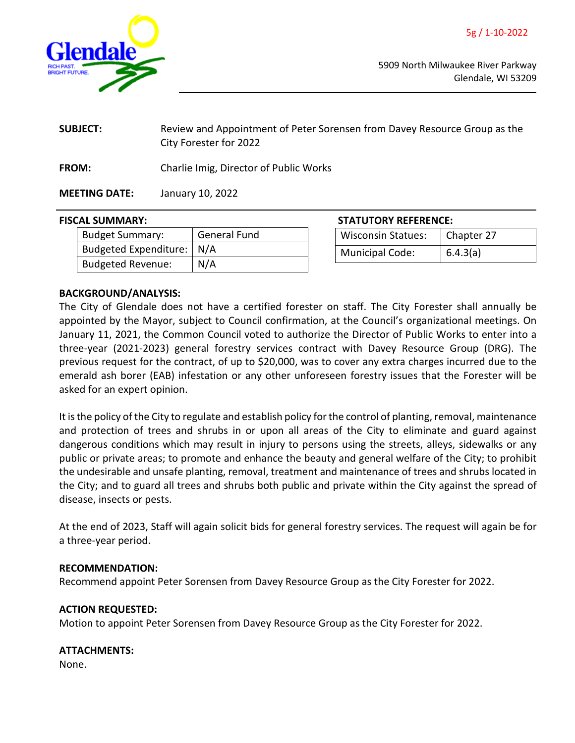5g / 1-10-2022

5909 North Milwaukee River Parkway
Glendale, WI 53209

**SUBJECT:** Review and Appointment of Peter Sorensen from Davey Resource Group as the City Forester for 2022

**FROM:** Charlie Imig, Director of Public Works

**MEETING DATE:** January 10, 2022

**FISCAL SUMMARY:**

| Budget Summary: | General Fund |
|---|---|
| Budgeted Expenditure: | N/A |
| Budgeted Revenue: | N/A |

**STATUTORY REFERENCE:**

| Wisconsin Statues: | Chapter 27 |
|---|---|
| Municipal Code: | 6.4.3(a) |

**BACKGROUND/ANALYSIS:**

The City of Glendale does not have a certified forester on staff. The City Forester shall annually be appointed by the Mayor, subject to Council confirmation, at the Council's organizational meetings. On January 11, 2021, the Common Council voted to authorize the Director of Public Works to enter into a three-year (2021-2023) general forestry services contract with Davey Resource Group (DRG). The previous request for the contract, of up to $20,000, was to cover any extra charges incurred due to the emerald ash borer (EAB) infestation or any other unforeseen forestry issues that the Forester will be asked for an expert opinion.

It is the policy of the City to regulate and establish policy for the control of planting, removal, maintenance and protection of trees and shrubs in or upon all areas of the City to eliminate and guard against dangerous conditions which may result in injury to persons using the streets, alleys, sidewalks or any public or private areas; to promote and enhance the beauty and general welfare of the City; to prohibit the undesirable and unsafe planting, removal, treatment and maintenance of trees and shrubs located in the City; and to guard all trees and shrubs both public and private within the City against the spread of disease, insects or pests.

At the end of 2023, Staff will again solicit bids for general forestry services. The request will again be for a three-year period.

**RECOMMENDATION:**

Recommend appoint Peter Sorensen from Davey Resource Group as the City Forester for 2022.

**ACTION REQUESTED:**

Motion to appoint Peter Sorensen from Davey Resource Group as the City Forester for 2022.

**ATTACHMENTS:**

None.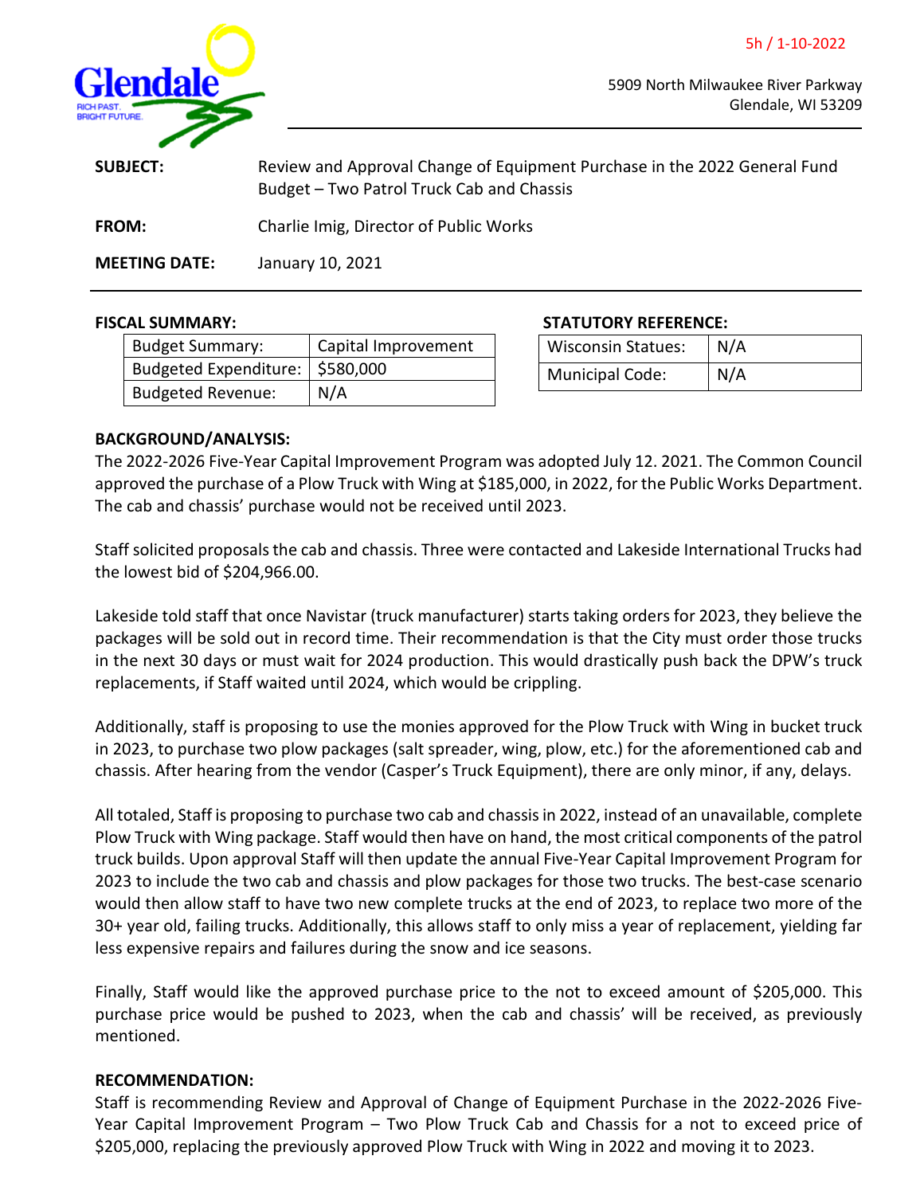5h / 1-10-2022

5909 North Milwaukee River Parkway
Glendale, WI 53209

| | |
|---|---|
| **SUBJECT:** | Review and Approval Change of Equipment Purchase in the 2022 General Fund Budget – Two Patrol Truck Cab and Chassis |
| **FROM:** | Charlie Imig, Director of Public Works |
| **MEETING DATE:** | January 10, 2021 |

**FISCAL SUMMARY:**

| Budget Summary: | Capital Improvement |
|---|---|
| Budgeted Expenditure: | $580,000 |
| Budgeted Revenue: | N/A |

**STATUTORY REFERENCE:**

| Wisconsin Statues: | N/A |
|---|---|
| Municipal Code: | N/A |

**BACKGROUND/ANALYSIS:**

The 2022-2026 Five-Year Capital Improvement Program was adopted July 12. 2021. The Common Council approved the purchase of a Plow Truck with Wing at $185,000, in 2022, for the Public Works Department. The cab and chassis' purchase would not be received until 2023.

Staff solicited proposals the cab and chassis. Three were contacted and Lakeside International Trucks had the lowest bid of $204,966.00.

Lakeside told staff that once Navistar (truck manufacturer) starts taking orders for 2023, they believe the packages will be sold out in record time. Their recommendation is that the City must order those trucks in the next 30 days or must wait for 2024 production. This would drastically push back the DPW's truck replacements, if Staff waited until 2024, which would be crippling.

Additionally, staff is proposing to use the monies approved for the Plow Truck with Wing in bucket truck in 2023, to purchase two plow packages (salt spreader, wing, plow, etc.) for the aforementioned cab and chassis. After hearing from the vendor (Casper's Truck Equipment), there are only minor, if any, delays.

All totaled, Staff is proposing to purchase two cab and chassis in 2022, instead of an unavailable, complete Plow Truck with Wing package. Staff would then have on hand, the most critical components of the patrol truck builds. Upon approval Staff will then update the annual Five-Year Capital Improvement Program for 2023 to include the two cab and chassis and plow packages for those two trucks. The best-case scenario would then allow staff to have two new complete trucks at the end of 2023, to replace two more of the 30+ year old, failing trucks. Additionally, this allows staff to only miss a year of replacement, yielding far less expensive repairs and failures during the snow and ice seasons.

Finally, Staff would like the approved purchase price to the not to exceed amount of $205,000. This purchase price would be pushed to 2023, when the cab and chassis' will be received, as previously mentioned.

**RECOMMENDATION:**

Staff is recommending Review and Approval of Change of Equipment Purchase in the 2022-2026 Five-Year Capital Improvement Program – Two Plow Truck Cab and Chassis for a not to exceed price of $205,000, replacing the previously approved Plow Truck with Wing in 2022 and moving it to 2023.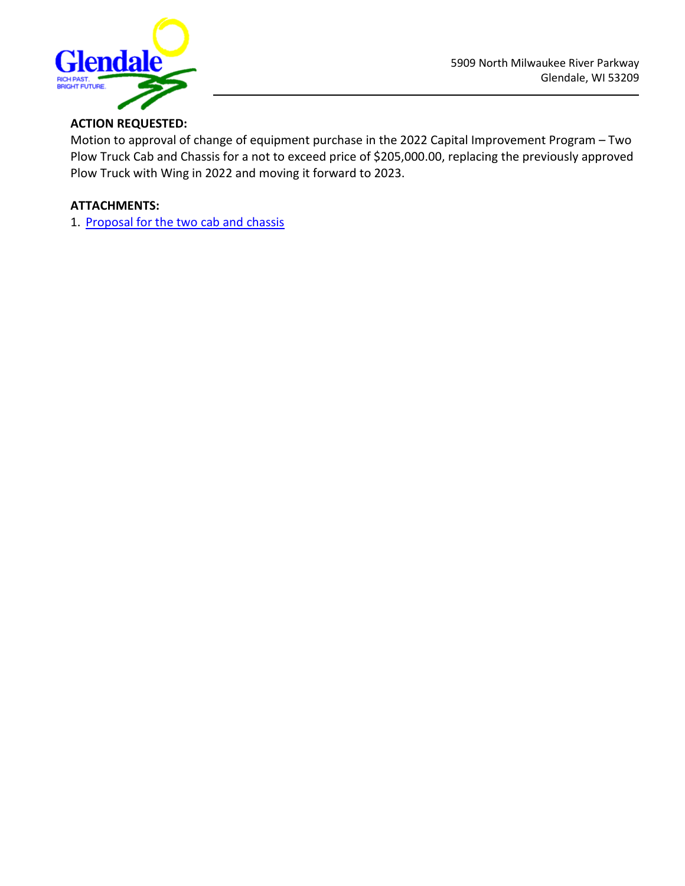5909 North Milwaukee River Parkway
Glendale, WI 53209

**ACTION REQUESTED:**

Motion to approval of change of equipment purchase in the 2022 Capital Improvement Program – Two Plow Truck Cab and Chassis for a not to exceed price of $205,000.00, replacing the previously approved Plow Truck with Wing in 2022 and moving it forward to 2023.

**ATTACHMENTS:**

1. Proposal for the two cab and chassis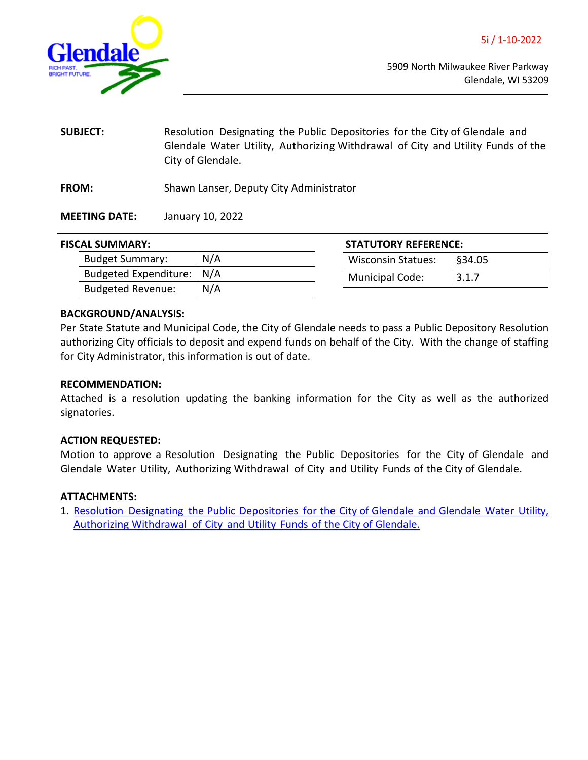5i / 1-10-2022

5909 North Milwaukee River Parkway
Glendale, WI 53209

**SUBJECT:** Resolution Designating the Public Depositories for the City of Glendale and Glendale Water Utility, Authorizing Withdrawal of City and Utility Funds of the City of Glendale.

**FROM:** Shawn Lanser, Deputy City Administrator

**MEETING DATE:** January 10, 2022

**FISCAL SUMMARY:**

| | |
|---|---|
| Budget Summary: | N/A |
| Budgeted Expenditure: | N/A |
| Budgeted Revenue: | N/A |

**STATUTORY REFERENCE:**

| | |
|---|---|
| Wisconsin Statues: | §34.05 |
| Municipal Code: | 3.1.7 |

**BACKGROUND/ANALYSIS:**

Per State Statute and Municipal Code, the City of Glendale needs to pass a Public Depository Resolution authorizing City officials to deposit and expend funds on behalf of the City. With the change of staffing for City Administrator, this information is out of date.

**RECOMMENDATION:**

Attached is a resolution updating the banking information for the City as well as the authorized signatories.

**ACTION REQUESTED:**

Motion to approve a Resolution Designating the Public Depositories for the City of Glendale and Glendale Water Utility, Authorizing Withdrawal of City and Utility Funds of the City of Glendale.

**ATTACHMENTS:**

1. Resolution Designating the Public Depositories for the City of Glendale and Glendale Water Utility, Authorizing Withdrawal of City and Utility Funds of the City of Glendale.